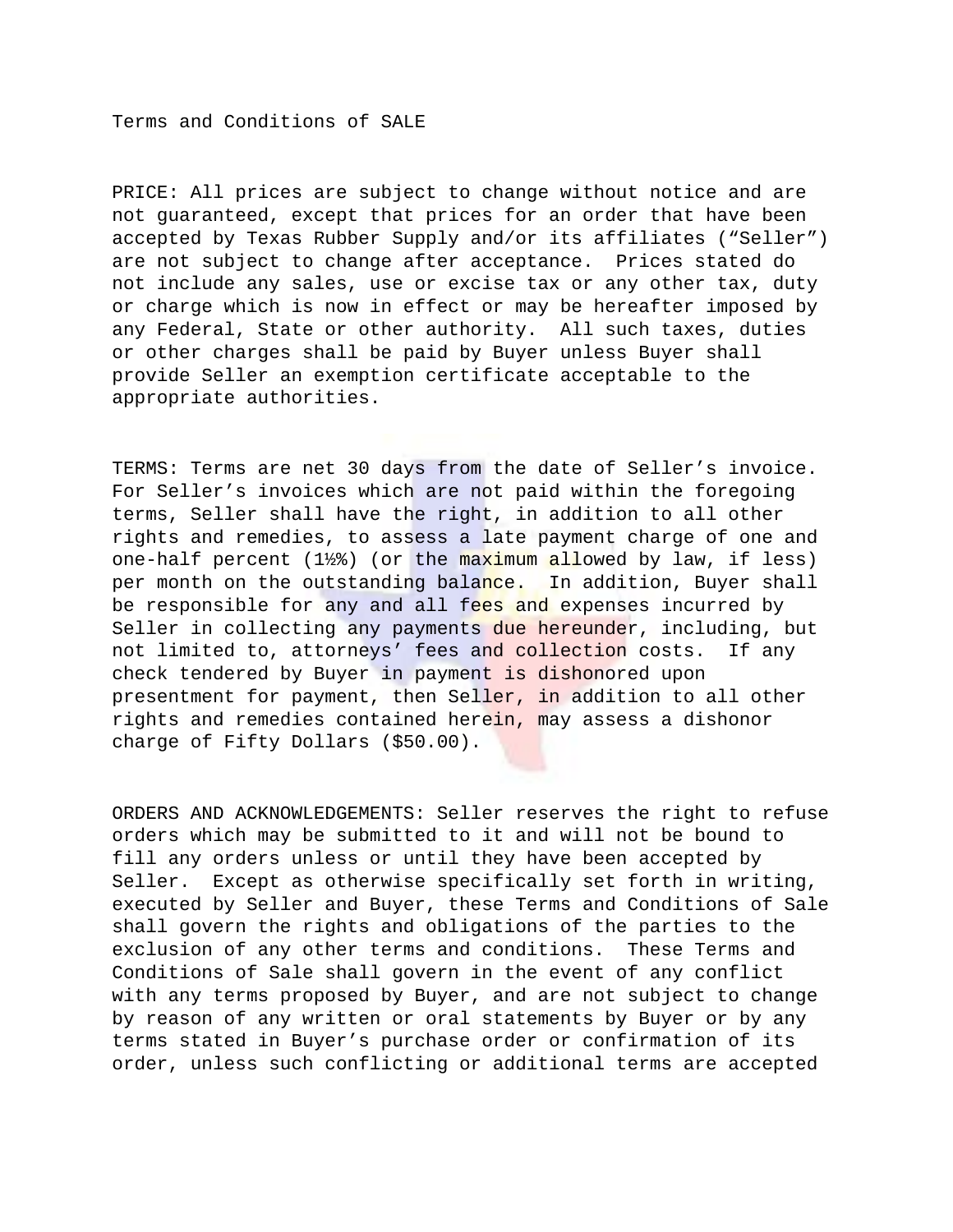# Terms and Conditions of SALE

PRICE: All prices are subject to change without notice and are not guaranteed, except that prices for an order that have been accepted by Texas Rubber Supply and/or its affiliates (“Seller”) are not subject to change after acceptance. Prices stated do not include any sales, use or excise tax or any other tax, duty or charge which is now in effect or may be hereafter imposed by any Federal, State or other authority. All such taxes, duties or other charges shall be paid by Buyer unless Buyer shall provide Seller an exemption certificate acceptable to the appropriate authorities.

TERMS: Terms are net 30 days from the date of Seller’s invoice. For Seller’s invoices which are not paid within the foregoing terms, Seller shall have the right, in addition to all other rights and remedies, to assess a late payment charge of one and one-half percent (1½%) (or the maximum allowed by law, if less) per month on the outstanding balance. In addition, Buyer shall be responsible for any and all fees and expenses incurred by Seller in collecting any payments due hereunder, including, but not limited to, attorneys’ fees and collection costs. If any check tendered by Buyer in payment is dishonored upon presentment for payment, then Seller, in addition to all other rights and remedies contained herein, may assess a dishonor charge of Fifty Dollars ($50.00).

ORDERS AND ACKNOWLEDGEMENTS: Seller reserves the right to refuse orders which may be submitted to it and will not be bound to fill any orders unless or until they have been accepted by Seller. Except as otherwise specifically set forth in writing, executed by Seller and Buyer, these Terms and Conditions of Sale shall govern the rights and obligations of the parties to the exclusion of any other terms and conditions. These Terms and Conditions of Sale shall govern in the event of any conflict with any terms proposed by Buyer, and are not subject to change by reason of any written or oral statements by Buyer or by any terms stated in Buyer’s purchase order or confirmation of its order, unless such conflicting or additional terms are accepted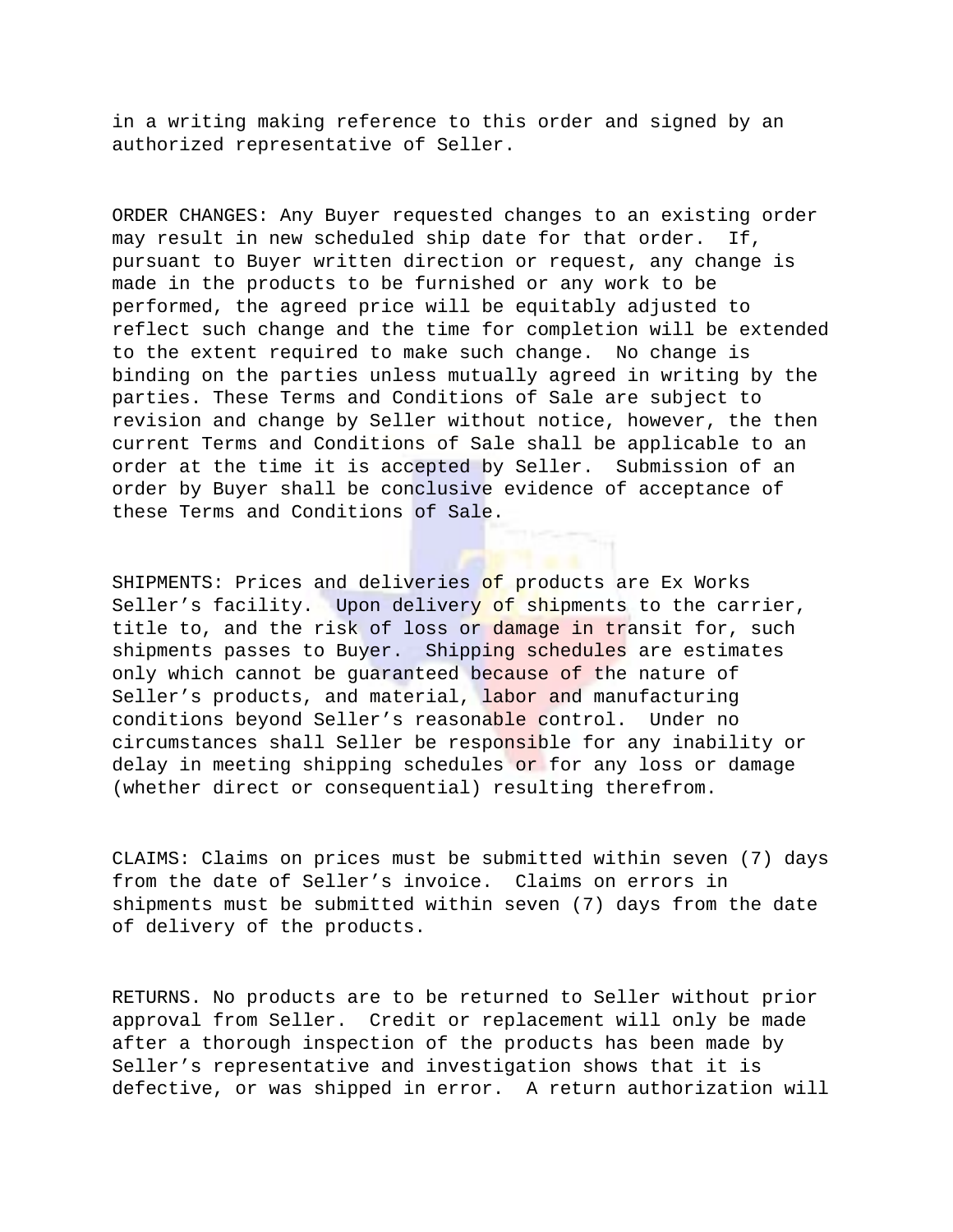in a writing making reference to this order and signed by an authorized representative of Seller.

ORDER CHANGES: Any Buyer requested changes to an existing order may result in new scheduled ship date for that order. If, pursuant to Buyer written direction or request, any change is made in the products to be furnished or any work to be performed, the agreed price will be equitably adjusted to reflect such change and the time for completion will be extended to the extent required to make such change. No change is binding on the parties unless mutually agreed in writing by the parties. These Terms and Conditions of Sale are subject to revision and change by Seller without notice, however, the then current Terms and Conditions of Sale shall be applicable to an order at the time it is accepted by Seller. Submission of an order by Buyer shall be conclusive evidence of acceptance of these Terms and Conditions of Sale.

SHIPMENTS: Prices and deliveries of products are Ex Works Seller’s facility. Upon delivery of shipments to the carrier, title to, and the risk of loss or damage in transit for, such shipments passes to Buyer. Shipping schedules are estimates only which cannot be guaranteed because of the nature of Seller’s products, and material, labor and manufacturing conditions beyond Seller’s reasonable control. Under no circumstances shall Seller be responsible for any inability or delay in meeting shipping schedules or for any loss or damage (whether direct or consequential) resulting therefrom.

CLAIMS: Claims on prices must be submitted within seven (7) days from the date of Seller’s invoice. Claims on errors in shipments must be submitted within seven (7) days from the date of delivery of the products.

RETURNS. No products are to be returned to Seller without prior approval from Seller. Credit or replacement will only be made after a thorough inspection of the products has been made by Seller’s representative and investigation shows that it is defective, or was shipped in error. A return authorization will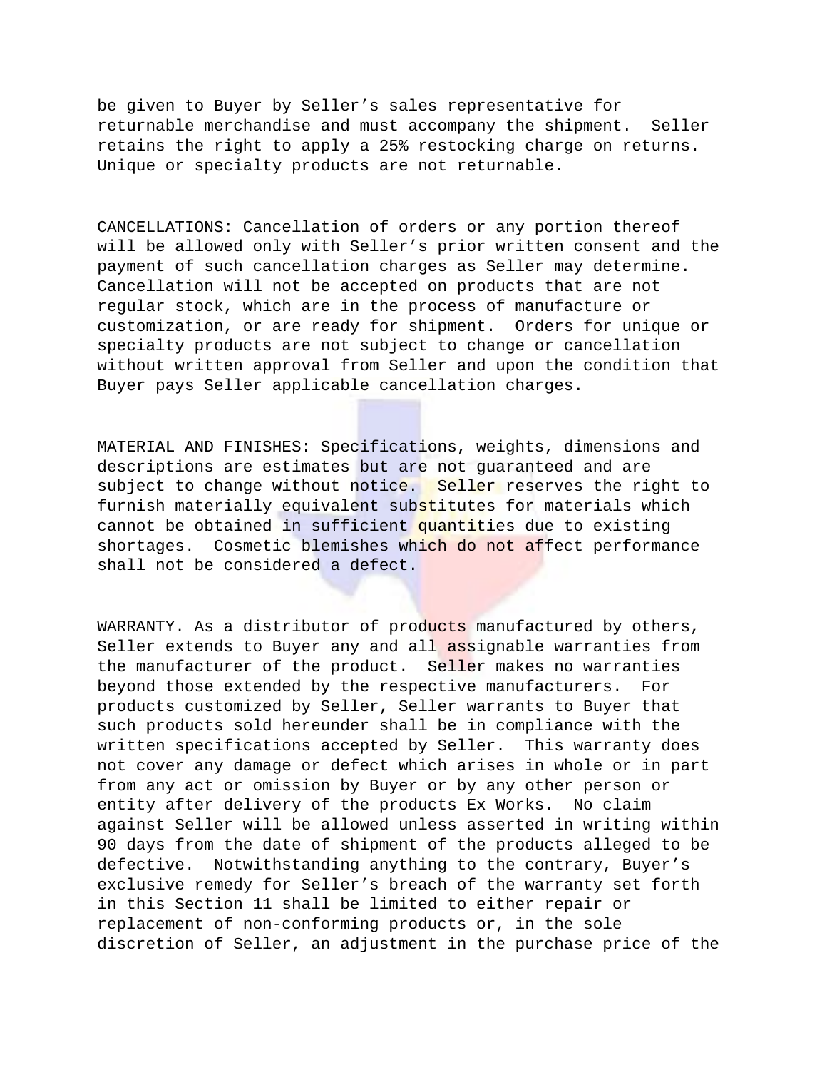be given to Buyer by Seller's sales representative for returnable merchandise and must accompany the shipment. Seller retains the right to apply a 25% restocking charge on returns. Unique or specialty products are not returnable.

CANCELLATIONS: Cancellation of orders or any portion thereof will be allowed only with Seller's prior written consent and the payment of such cancellation charges as Seller may determine. Cancellation will not be accepted on products that are not regular stock, which are in the process of manufacture or customization, or are ready for shipment. Orders for unique or specialty products are not subject to change or cancellation without written approval from Seller and upon the condition that Buyer pays Seller applicable cancellation charges.

MATERIAL AND FINISHES: Specifications, weights, dimensions and descriptions are estimates but are not guaranteed and are subject to change without notice. Seller reserves the right to furnish materially equivalent substitutes for materials which cannot be obtained in sufficient quantities due to existing shortages. Cosmetic blemishes which do not affect performance shall not be considered a defect.

WARRANTY. As a distributor of products manufactured by others, Seller extends to Buyer any and all assignable warranties from the manufacturer of the product. Seller makes no warranties beyond those extended by the respective manufacturers. For products customized by Seller, Seller warrants to Buyer that such products sold hereunder shall be in compliance with the written specifications accepted by Seller. This warranty does not cover any damage or defect which arises in whole or in part from any act or omission by Buyer or by any other person or entity after delivery of the products Ex Works. No claim against Seller will be allowed unless asserted in writing within 90 days from the date of shipment of the products alleged to be defective. Notwithstanding anything to the contrary, Buyer's exclusive remedy for Seller's breach of the warranty set forth in this Section 11 shall be limited to either repair or replacement of non-conforming products or, in the sole discretion of Seller, an adjustment in the purchase price of the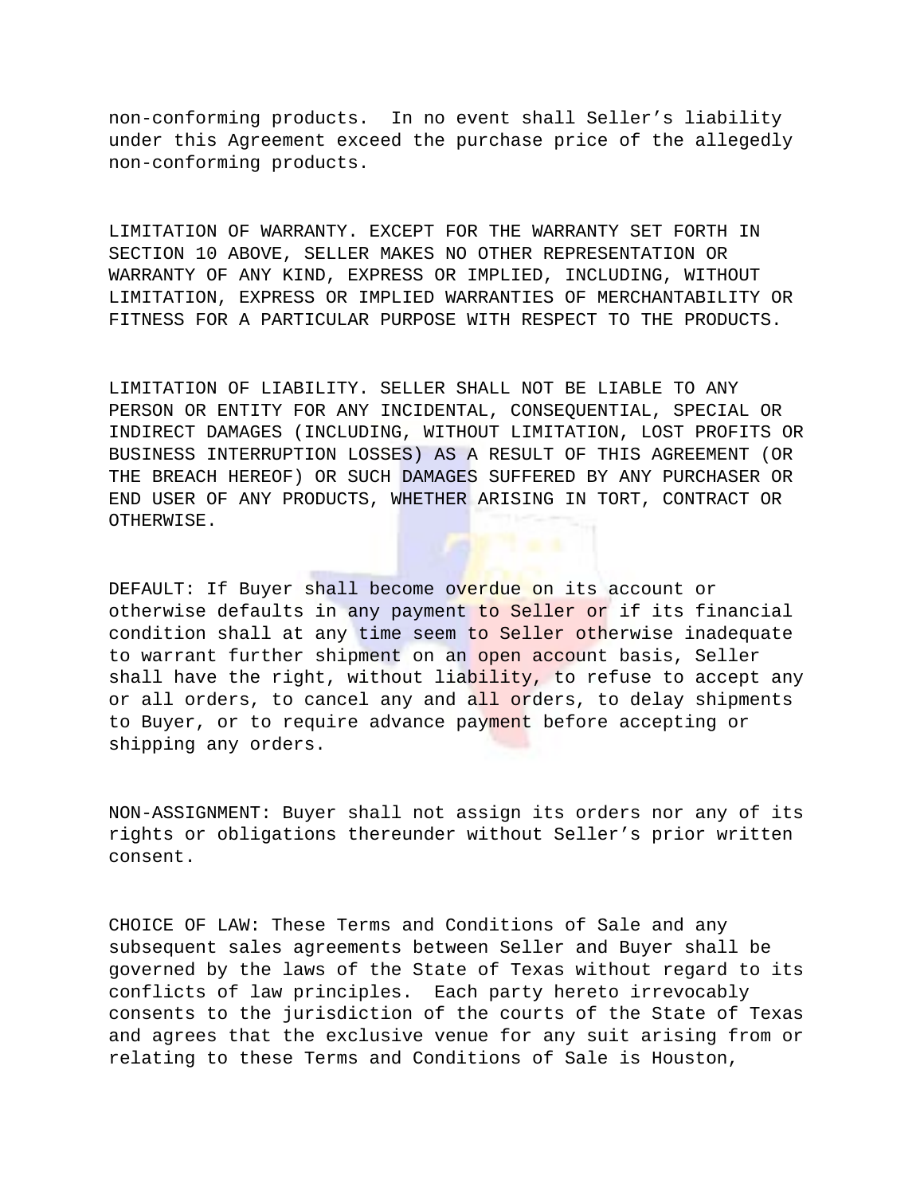non-conforming products. In no event shall Seller's liability under this Agreement exceed the purchase price of the allegedly non-conforming products.

LIMITATION OF WARRANTY. EXCEPT FOR THE WARRANTY SET FORTH IN SECTION 10 ABOVE, SELLER MAKES NO OTHER REPRESENTATION OR WARRANTY OF ANY KIND, EXPRESS OR IMPLIED, INCLUDING, WITHOUT LIMITATION, EXPRESS OR IMPLIED WARRANTIES OF MERCHANTABILITY OR FITNESS FOR A PARTICULAR PURPOSE WITH RESPECT TO THE PRODUCTS.

LIMITATION OF LIABILITY. SELLER SHALL NOT BE LIABLE TO ANY PERSON OR ENTITY FOR ANY INCIDENTAL, CONSEQUENTIAL, SPECIAL OR INDIRECT DAMAGES (INCLUDING, WITHOUT LIMITATION, LOST PROFITS OR BUSINESS INTERRUPTION LOSSES) AS A RESULT OF THIS AGREEMENT (OR THE BREACH HEREOF) OR SUCH DAMAGES SUFFERED BY ANY PURCHASER OR END USER OF ANY PRODUCTS, WHETHER ARISING IN TORT, CONTRACT OR OTHERWISE.

DEFAULT: If Buyer shall become overdue on its account or otherwise defaults in any payment to Seller or if its financial condition shall at any time seem to Seller otherwise inadequate to warrant further shipment on an open account basis, Seller shall have the right, without liability, to refuse to accept any or all orders, to cancel any and all orders, to delay shipments to Buyer, or to require advance payment before accepting or shipping any orders.

NON-ASSIGNMENT: Buyer shall not assign its orders nor any of its rights or obligations thereunder without Seller's prior written consent.

CHOICE OF LAW: These Terms and Conditions of Sale and any subsequent sales agreements between Seller and Buyer shall be governed by the laws of the State of Texas without regard to its conflicts of law principles. Each party hereto irrevocably consents to the jurisdiction of the courts of the State of Texas and agrees that the exclusive venue for any suit arising from or relating to these Terms and Conditions of Sale is Houston,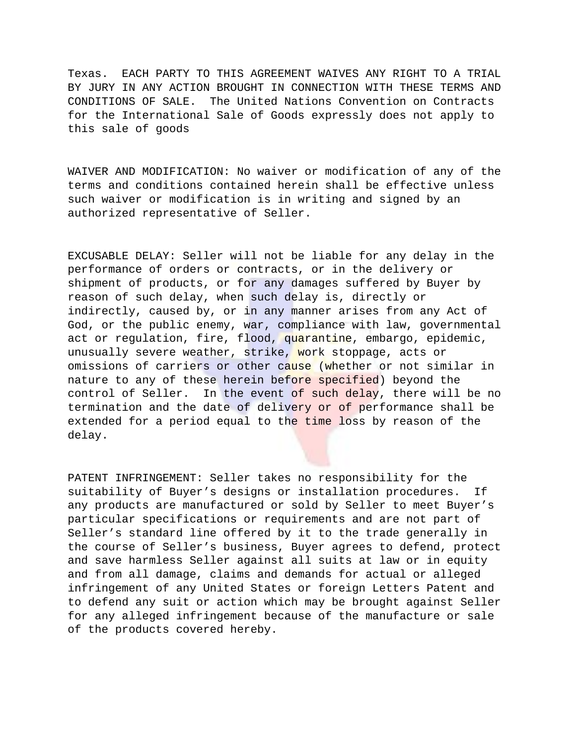Texas. EACH PARTY TO THIS AGREEMENT WAIVES ANY RIGHT TO A TRIAL BY JURY IN ANY ACTION BROUGHT IN CONNECTION WITH THESE TERMS AND CONDITIONS OF SALE. The United Nations Convention on Contracts for the International Sale of Goods expressly does not apply to this sale of goods

WAIVER AND MODIFICATION: No waiver or modification of any of the terms and conditions contained herein shall be effective unless such waiver or modification is in writing and signed by an authorized representative of Seller.

EXCUSABLE DELAY: Seller will not be liable for any delay in the performance of orders or contracts, or in the delivery or shipment of products, or for any damages suffered by Buyer by reason of such delay, when such delay is, directly or indirectly, caused by, or in any manner arises from any Act of God, or the public enemy, war, compliance with law, governmental act or regulation, fire, flood, quarantine, embargo, epidemic, unusually severe weather, strike, work stoppage, acts or omissions of carriers or other cause (whether or not similar in nature to any of these herein before specified) beyond the control of Seller. In the event of such delay, there will be no termination and the date of delivery or of performance shall be extended for a period equal to the time loss by reason of the delay.

PATENT INFRINGEMENT: Seller takes no responsibility for the suitability of Buyer's designs or installation procedures. If any products are manufactured or sold by Seller to meet Buyer's particular specifications or requirements and are not part of Seller's standard line offered by it to the trade generally in the course of Seller's business, Buyer agrees to defend, protect and save harmless Seller against all suits at law or in equity and from all damage, claims and demands for actual or alleged infringement of any United States or foreign Letters Patent and to defend any suit or action which may be brought against Seller for any alleged infringement because of the manufacture or sale of the products covered hereby.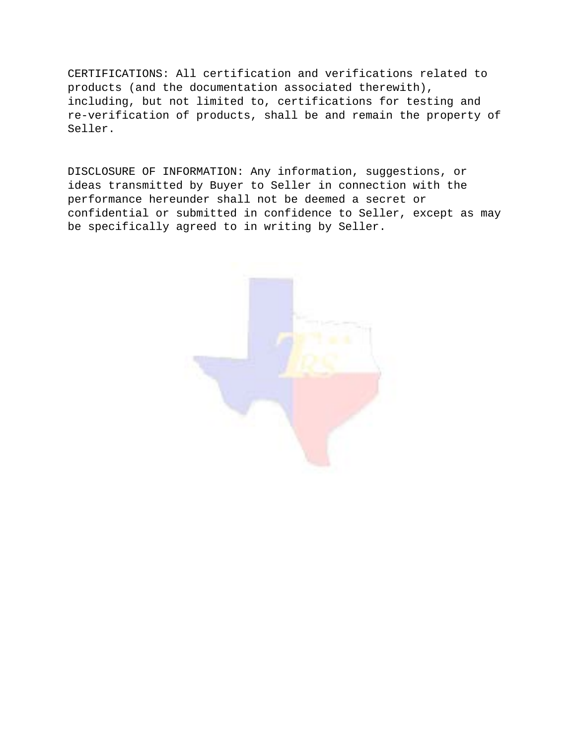CERTIFICATIONS: All certification and verifications related to products (and the documentation associated therewith), including, but not limited to, certifications for testing and re-verification of products, shall be and remain the property of Seller.

DISCLOSURE OF INFORMATION: Any information, suggestions, or ideas transmitted by Buyer to Seller in connection with the performance hereunder shall not be deemed a secret or confidential or submitted in confidence to Seller, except as may be specifically agreed to in writing by Seller.